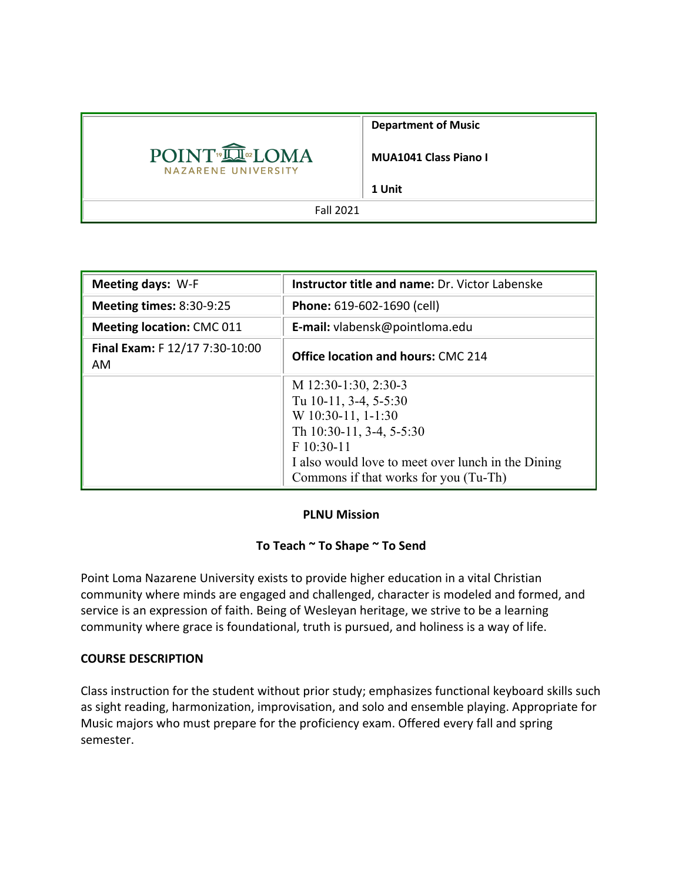| POINT LOMA NAZARENE UNIVERSITY | **Department of Music**<br><br>**MUA1041 Class Piano I**<br><br>**1 Unit** |
|---|---|
| Fall 2021 | |

| | |
|---|---|
| **Meeting days:** W-F | **Instructor title and name:** Dr. Victor Labenske |
| **Meeting times:** 8:30-9:25 | **Phone:** 619-602-1690 (cell) |
| **Meeting location:** CMC 011 | **E-mail:** vlabensk@pointloma.edu |
| **Final Exam:** F 12/17 7:30-10:00 AM | **Office location and hours:** CMC 214 |
| | M 12:30-1:30, 2:30-3<br>Tu 10-11, 3-4, 5-5:30<br>W 10:30-11, 1-1:30<br>Th 10:30-11, 3-4, 5-5:30<br>F 10:30-11<br>I also would love to meet over lunch in the Dining Commons if that works for you (Tu-Th) |

**PLNU Mission**

**To Teach ~ To Shape ~ To Send**

Point Loma Nazarene University exists to provide higher education in a vital Christian community where minds are engaged and challenged, character is modeled and formed, and service is an expression of faith. Being of Wesleyan heritage, we strive to be a learning community where grace is foundational, truth is pursued, and holiness is a way of life.

**COURSE DESCRIPTION**

Class instruction for the student without prior study; emphasizes functional keyboard skills such as sight reading, harmonization, improvisation, and solo and ensemble playing. Appropriate for Music majors who must prepare for the proficiency exam. Offered every fall and spring semester.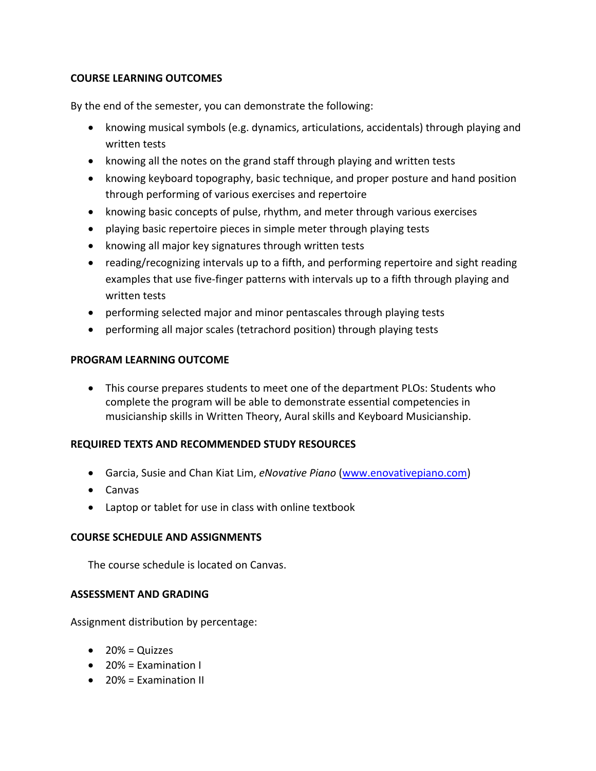## COURSE LEARNING OUTCOMES

By the end of the semester, you can demonstrate the following:

- knowing musical symbols (e.g. dynamics, articulations, accidentals) through playing and written tests
- knowing all the notes on the grand staff through playing and written tests
- knowing keyboard topography, basic technique, and proper posture and hand position through performing of various exercises and repertoire
- knowing basic concepts of pulse, rhythm, and meter through various exercises
- playing basic repertoire pieces in simple meter through playing tests
- knowing all major key signatures through written tests
- reading/recognizing intervals up to a fifth, and performing repertoire and sight reading examples that use five-finger patterns with intervals up to a fifth through playing and written tests
- performing selected major and minor pentascales through playing tests
- performing all major scales (tetrachord position) through playing tests

## PROGRAM LEARNING OUTCOME

- This course prepares students to meet one of the department PLOs: Students who complete the program will be able to demonstrate essential competencies in musicianship skills in Written Theory, Aural skills and Keyboard Musicianship.

## REQUIRED TEXTS AND RECOMMENDED STUDY RESOURCES

- Garcia, Susie and Chan Kiat Lim, *eNovative Piano* ([www.enovativepiano.com](www.enovativepiano.com))
- Canvas
- Laptop or tablet for use in class with online textbook

## COURSE SCHEDULE AND ASSIGNMENTS

The course schedule is located on Canvas.

## ASSESSMENT AND GRADING

Assignment distribution by percentage:

- 20% = Quizzes
- 20% = Examination I
- 20% = Examination II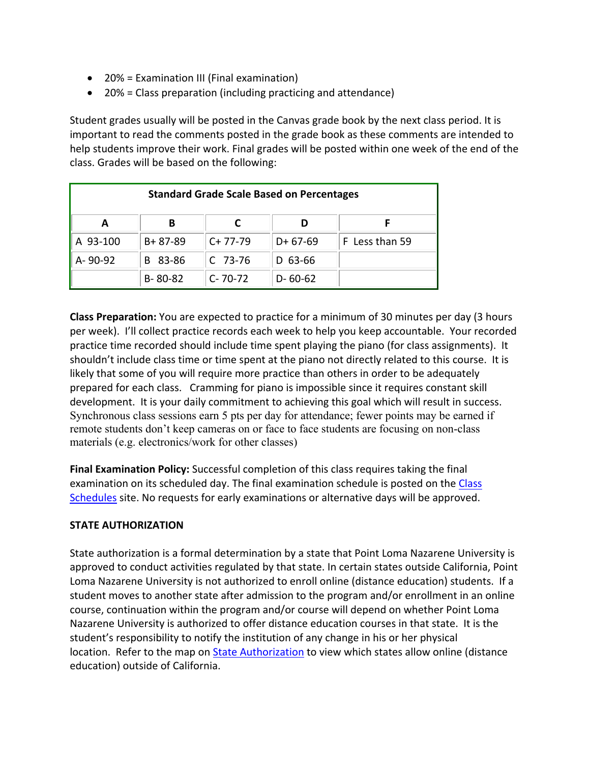- 20% = Examination III (Final examination)
- 20% = Class preparation (including practicing and attendance)

Student grades usually will be posted in the Canvas grade book by the next class period. It is important to read the comments posted in the grade book as these comments are intended to help students improve their work. Final grades will be posted within one week of the end of the class. Grades will be based on the following:

| Standard Grade Scale Based on Percentages | | | | |
|---|---|---|---|---|
| A | B | C | D | F |
| A 93-100 | B+ 87-89 | C+ 77-79 | D+ 67-69 | F Less than 59 |
| A- 90-92 | B 83-86 | C 73-76 | D 63-66 | |
| | B- 80-82 | C- 70-72 | D- 60-62 | |

**Class Preparation:** You are expected to practice for a minimum of 30 minutes per day (3 hours per week). I'll collect practice records each week to help you keep accountable. Your recorded practice time recorded should include time spent playing the piano (for class assignments). It shouldn't include class time or time spent at the piano not directly related to this course. It is likely that some of you will require more practice than others in order to be adequately prepared for each class. Cramming for piano is impossible since it requires constant skill development. It is your daily commitment to achieving this goal which will result in success. Synchronous class sessions earn 5 pts per day for attendance; fewer points may be earned if remote students don't keep cameras on or face to face students are focusing on non-class materials (e.g. electronics/work for other classes)

**Final Examination Policy:** Successful completion of this class requires taking the final examination on its scheduled day. The final examination schedule is posted on the Class Schedules site. No requests for early examinations or alternative days will be approved.

**STATE AUTHORIZATION**

State authorization is a formal determination by a state that Point Loma Nazarene University is approved to conduct activities regulated by that state. In certain states outside California, Point Loma Nazarene University is not authorized to enroll online (distance education) students. If a student moves to another state after admission to the program and/or enrollment in an online course, continuation within the program and/or course will depend on whether Point Loma Nazarene University is authorized to offer distance education courses in that state. It is the student's responsibility to notify the institution of any change in his or her physical location. Refer to the map on State Authorization to view which states allow online (distance education) outside of California.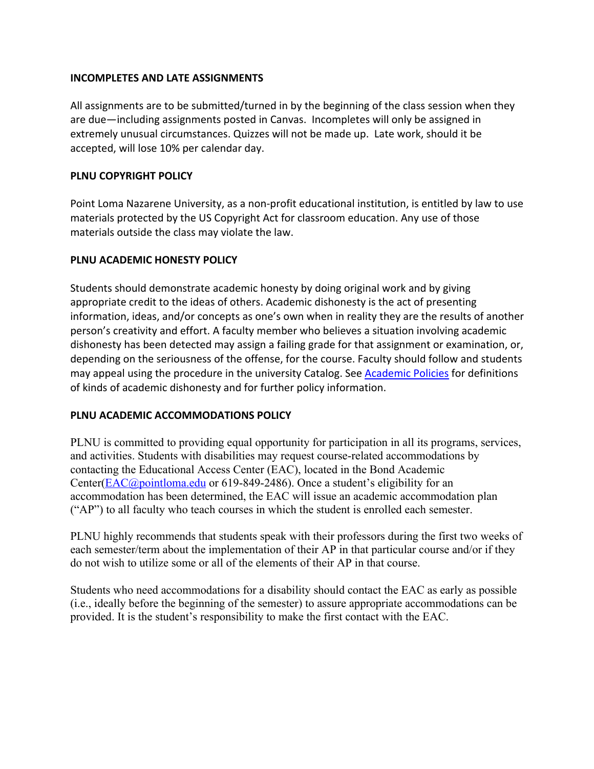## INCOMPLETES AND LATE ASSIGNMENTS

All assignments are to be submitted/turned in by the beginning of the class session when they are due—including assignments posted in Canvas. Incompletes will only be assigned in extremely unusual circumstances. Quizzes will not be made up. Late work, should it be accepted, will lose 10% per calendar day.

## PLNU COPYRIGHT POLICY

Point Loma Nazarene University, as a non-profit educational institution, is entitled by law to use materials protected by the US Copyright Act for classroom education. Any use of those materials outside the class may violate the law.

## PLNU ACADEMIC HONESTY POLICY

Students should demonstrate academic honesty by doing original work and by giving appropriate credit to the ideas of others. Academic dishonesty is the act of presenting information, ideas, and/or concepts as one's own when in reality they are the results of another person's creativity and effort. A faculty member who believes a situation involving academic dishonesty has been detected may assign a failing grade for that assignment or examination, or, depending on the seriousness of the offense, for the course. Faculty should follow and students may appeal using the procedure in the university Catalog. See [Academic Policies] for definitions of kinds of academic dishonesty and for further policy information.

## PLNU ACADEMIC ACCOMMODATIONS POLICY

PLNU is committed to providing equal opportunity for participation in all its programs, services, and activities. Students with disabilities may request course-related accommodations by contacting the Educational Access Center (EAC), located in the Bond Academic Center(EAC@pointloma.edu or 619-849-2486). Once a student's eligibility for an accommodation has been determined, the EAC will issue an academic accommodation plan ("AP") to all faculty who teach courses in which the student is enrolled each semester.

PLNU highly recommends that students speak with their professors during the first two weeks of each semester/term about the implementation of their AP in that particular course and/or if they do not wish to utilize some or all of the elements of their AP in that course.

Students who need accommodations for a disability should contact the EAC as early as possible (i.e., ideally before the beginning of the semester) to assure appropriate accommodations can be provided. It is the student's responsibility to make the first contact with the EAC.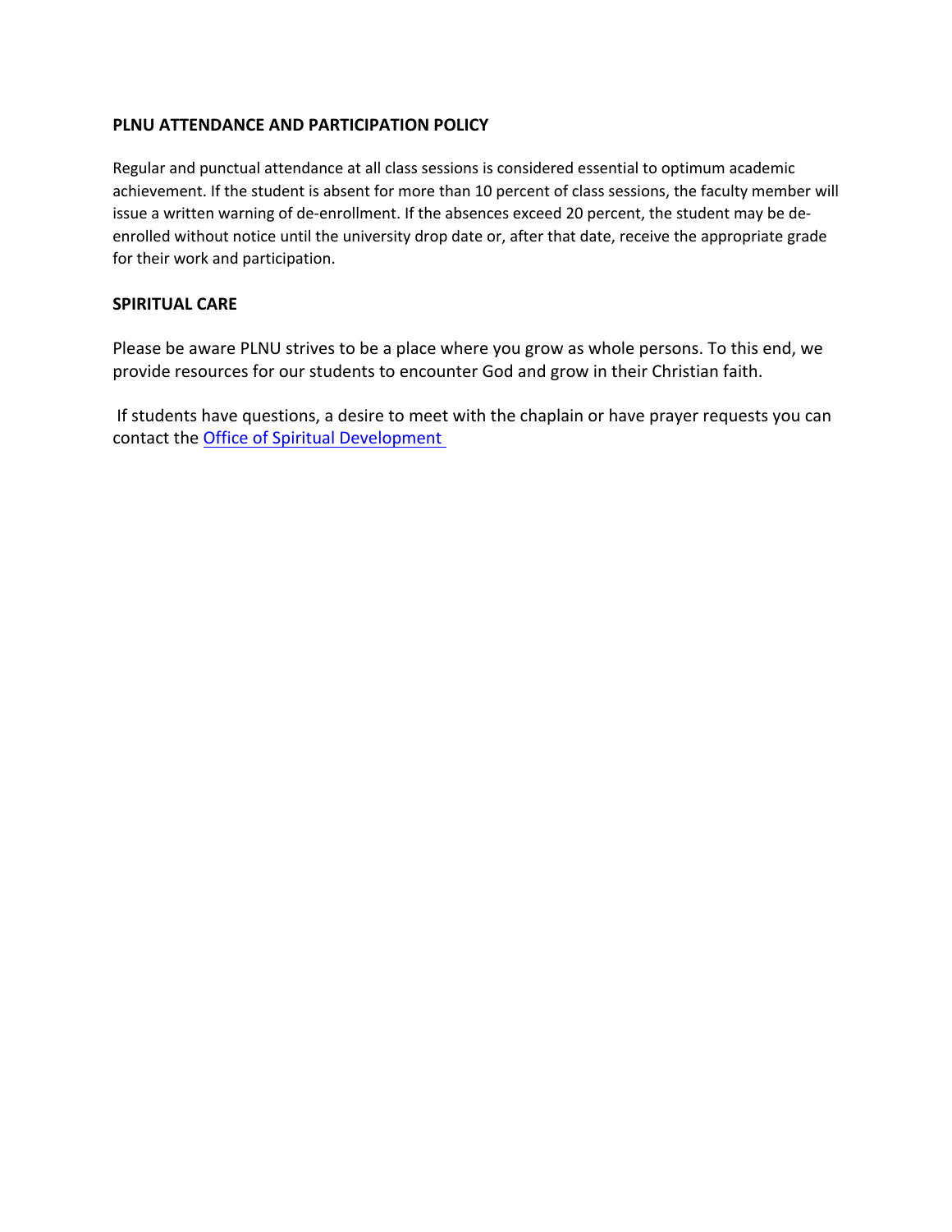**PLNU ATTENDANCE AND PARTICIPATION POLICY**

Regular and punctual attendance at all class sessions is considered essential to optimum academic achievement. If the student is absent for more than 10 percent of class sessions, the faculty member will issue a written warning of de-enrollment. If the absences exceed 20 percent, the student may be de-enrolled without notice until the university drop date or, after that date, receive the appropriate grade for their work and participation.

**SPIRITUAL CARE**

Please be aware PLNU strives to be a place where you grow as whole persons. To this end, we provide resources for our students to encounter God and grow in their Christian faith.

If students have questions, a desire to meet with the chaplain or have prayer requests you can contact the Office of Spiritual Development